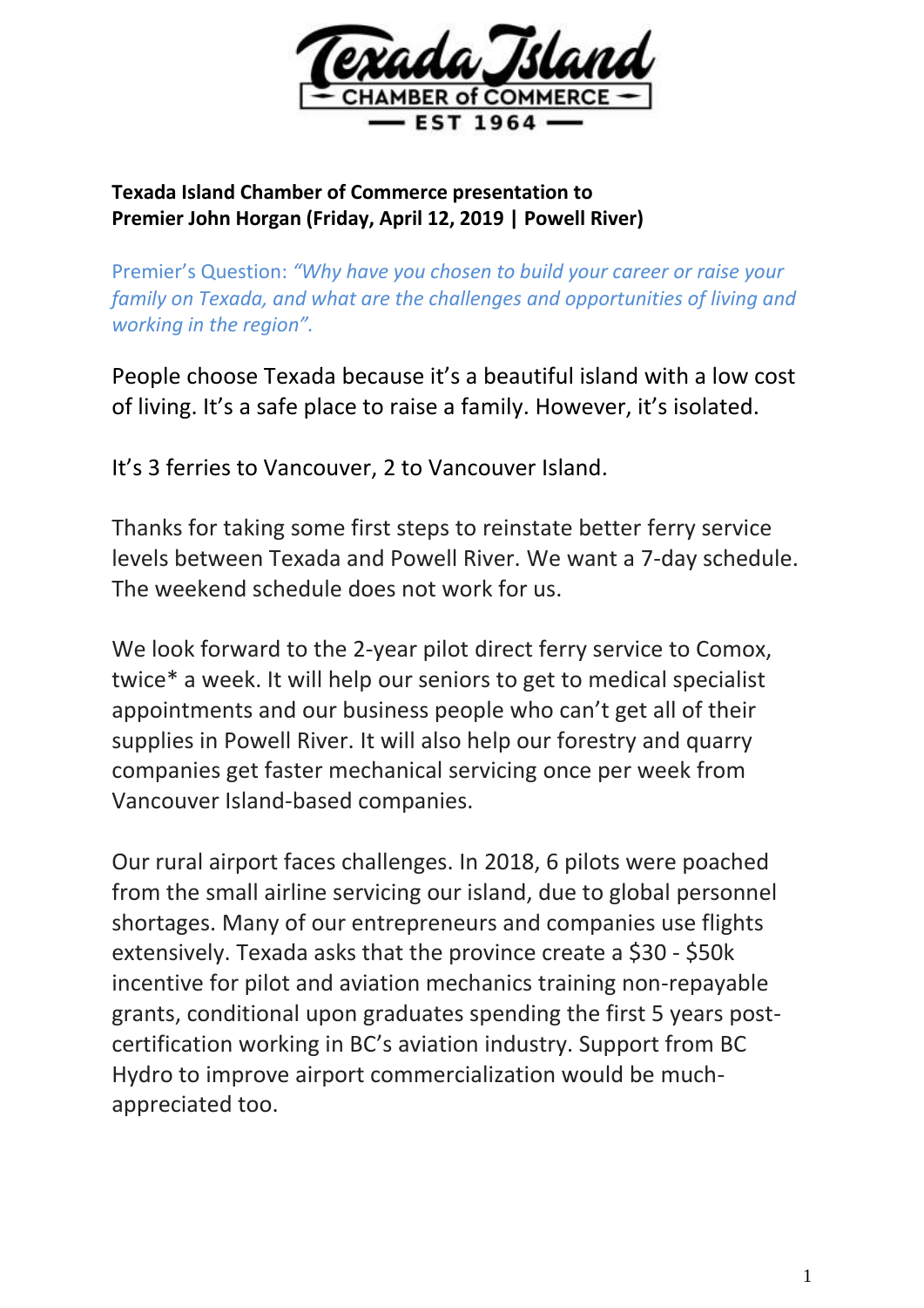**Texada Island Chamber of Commerce**

CHAMBER of COMMERCE

EST 1964

**Texada Island Chamber of Commerce presentation to Premier John Horgan (Friday, April 12, 2019 | Powell River)**

Premier's Question: *"Why have you chosen to build your career or raise your family on Texada, and what are the challenges and opportunities of living and working in the region".*

People choose Texada because it's a beautiful island with a low cost of living. It's a safe place to raise a family. However, it's isolated.

It's 3 ferries to Vancouver, 2 to Vancouver Island.

Thanks for taking some first steps to reinstate better ferry service levels between Texada and Powell River. We want a 7-day schedule. The weekend schedule does not work for us.

We look forward to the 2-year pilot direct ferry service to Comox, twice* a week. It will help our seniors to get to medical specialist appointments and our business people who can't get all of their supplies in Powell River. It will also help our forestry and quarry companies get faster mechanical servicing once per week from Vancouver Island-based companies.

Our rural airport faces challenges. In 2018, 6 pilots were poached from the small airline servicing our island, due to global personnel shortages. Many of our entrepreneurs and companies use flights extensively. Texada asks that the province create a $30 - $50k incentive for pilot and aviation mechanics training non-repayable grants, conditional upon graduates spending the first 5 years post-certification working in BC's aviation industry. Support from BC Hydro to improve airport commercialization would be much-appreciated too.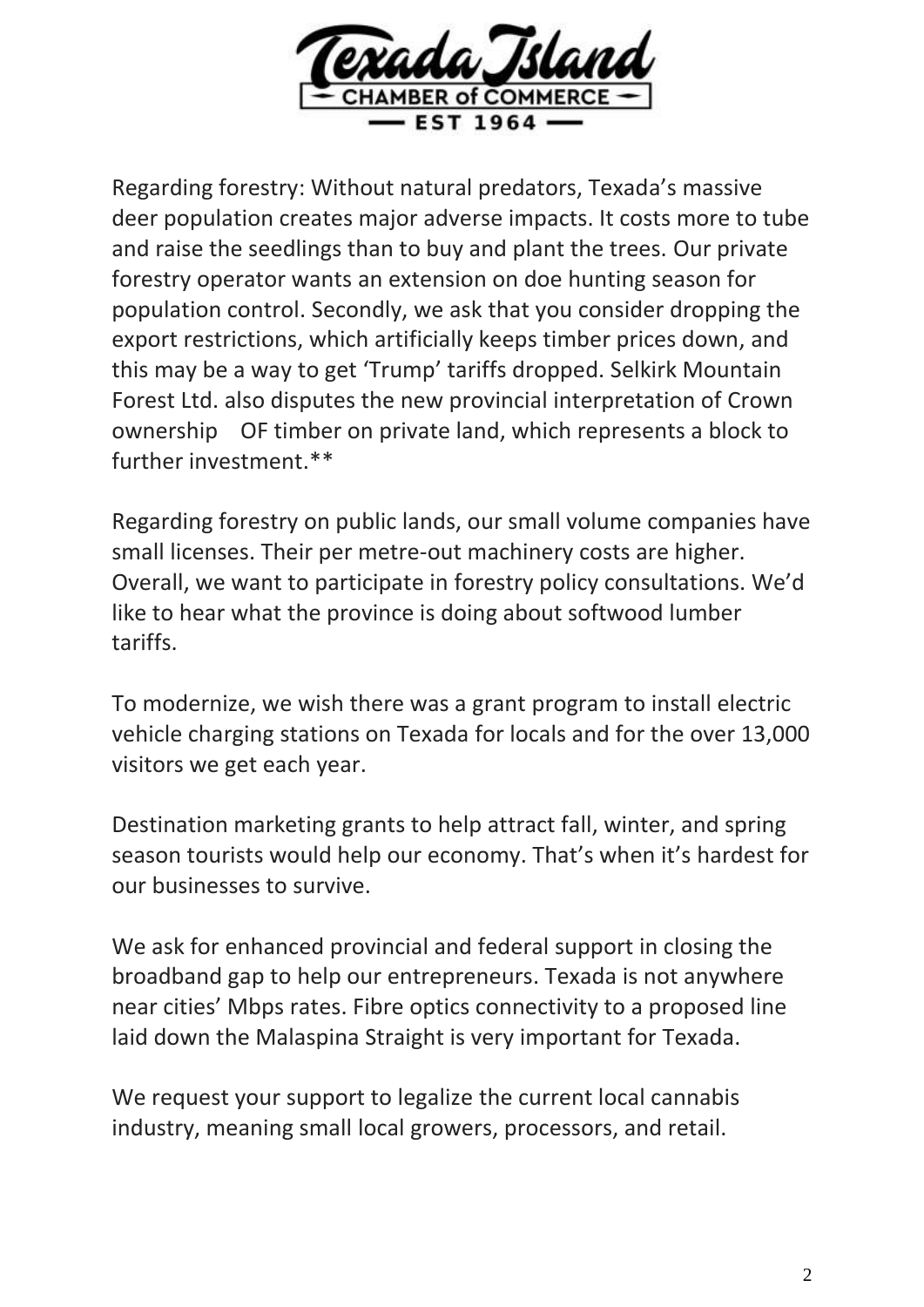Regarding forestry: Without natural predators, Texada's massive deer population creates major adverse impacts. It costs more to tube and raise the seedlings than to buy and plant the trees. Our private forestry operator wants an extension on doe hunting season for population control. Secondly, we ask that you consider dropping the export restrictions, which artificially keeps timber prices down, and this may be a way to get 'Trump' tariffs dropped. Selkirk Mountain Forest Ltd. also disputes the new provincial interpretation of Crown ownership OF timber on private land, which represents a block to further investment.**

Regarding forestry on public lands, our small volume companies have small licenses. Their per metre-out machinery costs are higher. Overall, we want to participate in forestry policy consultations. We'd like to hear what the province is doing about softwood lumber tariffs.

To modernize, we wish there was a grant program to install electric vehicle charging stations on Texada for locals and for the over 13,000 visitors we get each year.

Destination marketing grants to help attract fall, winter, and spring season tourists would help our economy. That's when it's hardest for our businesses to survive.

We ask for enhanced provincial and federal support in closing the broadband gap to help our entrepreneurs. Texada is not anywhere near cities' Mbps rates. Fibre optics connectivity to a proposed line laid down the Malaspina Straight is very important for Texada.

We request your support to legalize the current local cannabis industry, meaning small local growers, processors, and retail.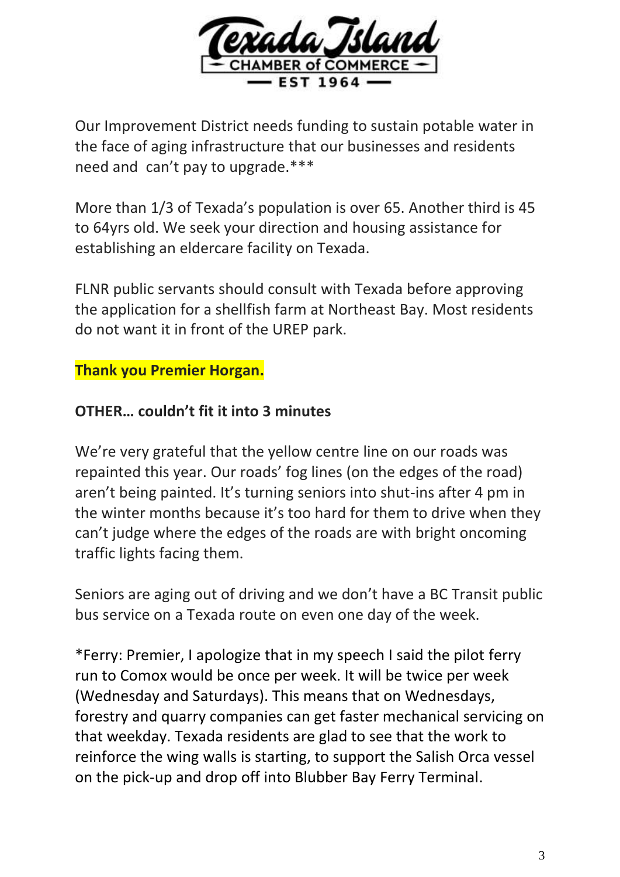Texada Island CHAMBER of COMMERCE — EST 1964 —

Our Improvement District needs funding to sustain potable water in the face of aging infrastructure that our businesses and residents need and can't pay to upgrade.***

More than 1/3 of Texada's population is over 65. Another third is 45 to 64yrs old. We seek your direction and housing assistance for establishing an eldercare facility on Texada.

FLNR public servants should consult with Texada before approving the application for a shellfish farm at Northeast Bay. Most residents do not want it in front of the UREP park.

**Thank you Premier Horgan.**

**OTHER… couldn't fit it into 3 minutes**

We're very grateful that the yellow centre line on our roads was repainted this year. Our roads' fog lines (on the edges of the road) aren't being painted. It's turning seniors into shut-ins after 4 pm in the winter months because it's too hard for them to drive when they can't judge where the edges of the roads are with bright oncoming traffic lights facing them.

Seniors are aging out of driving and we don't have a BC Transit public bus service on a Texada route on even one day of the week.

*Ferry: Premier, I apologize that in my speech I said the pilot ferry run to Comox would be once per week. It will be twice per week (Wednesday and Saturdays). This means that on Wednesdays, forestry and quarry companies can get faster mechanical servicing on that weekday. Texada residents are glad to see that the work to reinforce the wing walls is starting, to support the Salish Orca vessel on the pick-up and drop off into Blubber Bay Ferry Terminal.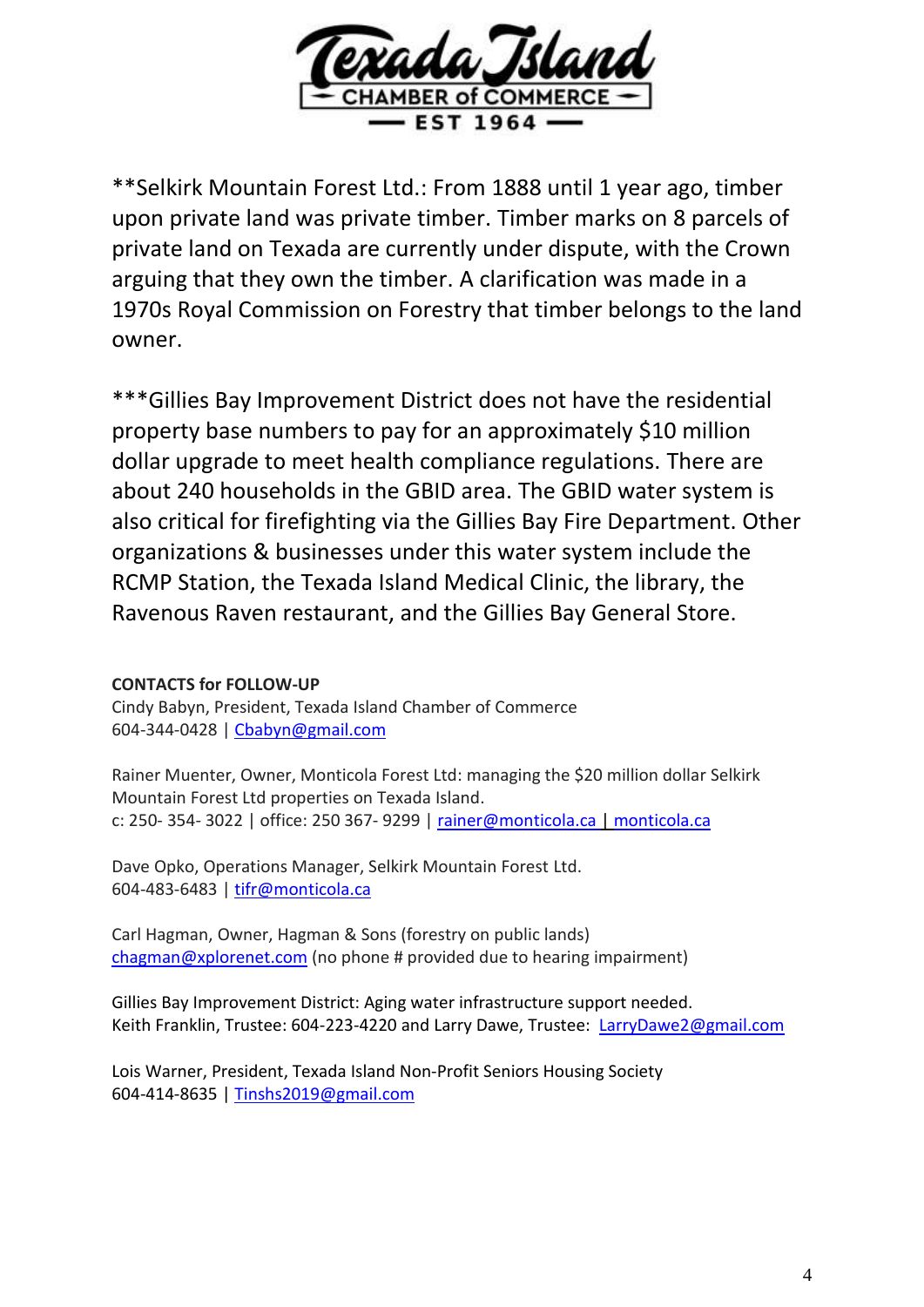**Selkirk Mountain Forest Ltd.: From 1888 until 1 year ago, timber upon private land was private timber. Timber marks on 8 parcels of private land on Texada are currently under dispute, with the Crown arguing that they own the timber. A clarification was made in a 1970s Royal Commission on Forestry that timber belongs to the land owner.

***Gillies Bay Improvement District does not have the residential property base numbers to pay for an approximately $10 million dollar upgrade to meet health compliance regulations. There are about 240 households in the GBID area. The GBID water system is also critical for firefighting via the Gillies Bay Fire Department. Other organizations & businesses under this water system include the RCMP Station, the Texada Island Medical Clinic, the library, the Ravenous Raven restaurant, and the Gillies Bay General Store.

**CONTACTS for FOLLOW-UP**

Cindy Babyn, President, Texada Island Chamber of Commerce
604-344-0428 | Cbabyn@gmail.com

Rainer Muenter, Owner, Monticola Forest Ltd: managing the $20 million dollar Selkirk Mountain Forest Ltd properties on Texada Island.
c: 250- 354- 3022 | office: 250 367- 9299 | rainer@monticola.ca | monticola.ca

Dave Opko, Operations Manager, Selkirk Mountain Forest Ltd.
604-483-6483 | tifr@monticola.ca

Carl Hagman, Owner, Hagman & Sons (forestry on public lands)
chagman@xplorenet.com (no phone # provided due to hearing impairment)

Gillies Bay Improvement District: Aging water infrastructure support needed.
Keith Franklin, Trustee: 604-223-4220 and Larry Dawe, Trustee: LarryDawe2@gmail.com

Lois Warner, President, Texada Island Non-Profit Seniors Housing Society
604-414-8635 | Tinshs2019@gmail.com